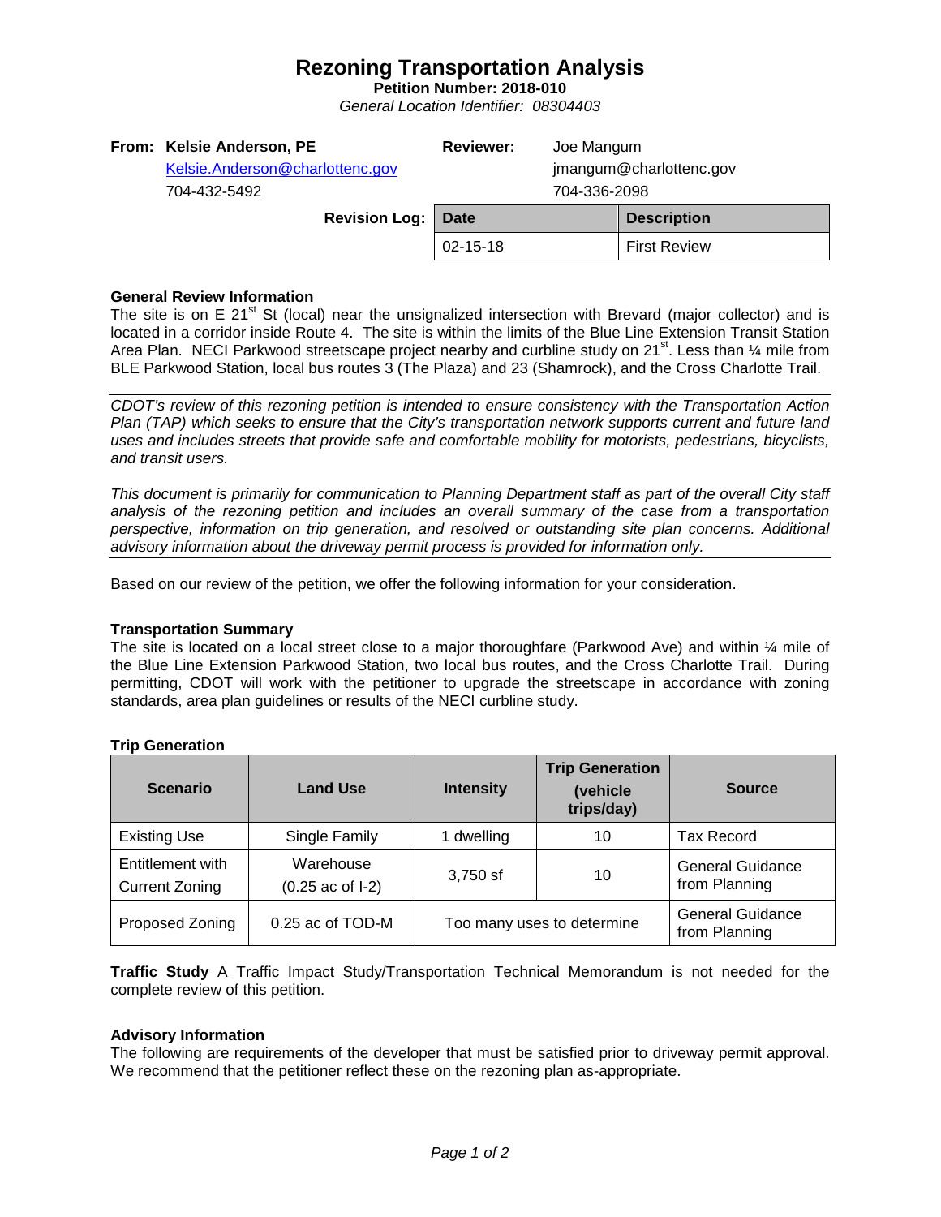# Rezoning Transportation Analysis

**Petition Number: 2018-010**

*General Location Identifier: 08304403*

**From: Kelsie Anderson, PE**
Kelsie.Anderson@charlottenc.gov
704-432-5492

**Reviewer:** Joe Mangum
jmangum@charlottenc.gov
704-336-2098

**Revision Log:**

| Date | Description |
|---|---|
| 02-15-18 | First Review |

**General Review Information**

The site is on E 21st St (local) near the unsignalized intersection with Brevard (major collector) and is located in a corridor inside Route 4. The site is within the limits of the Blue Line Extension Transit Station Area Plan. NECI Parkwood streetscape project nearby and curbline study on 21st. Less than ¼ mile from BLE Parkwood Station, local bus routes 3 (The Plaza) and 23 (Shamrock), and the Cross Charlotte Trail.

*CDOT's review of this rezoning petition is intended to ensure consistency with the Transportation Action Plan (TAP) which seeks to ensure that the City's transportation network supports current and future land uses and includes streets that provide safe and comfortable mobility for motorists, pedestrians, bicyclists, and transit users.*

*This document is primarily for communication to Planning Department staff as part of the overall City staff analysis of the rezoning petition and includes an overall summary of the case from a transportation perspective, information on trip generation, and resolved or outstanding site plan concerns. Additional advisory information about the driveway permit process is provided for information only.*

Based on our review of the petition, we offer the following information for your consideration.

**Transportation Summary**

The site is located on a local street close to a major thoroughfare (Parkwood Ave) and within ¼ mile of the Blue Line Extension Parkwood Station, two local bus routes, and the Cross Charlotte Trail. During permitting, CDOT will work with the petitioner to upgrade the streetscape in accordance with zoning standards, area plan guidelines or results of the NECI curbline study.

**Trip Generation**

| Scenario | Land Use | Intensity | Trip Generation (vehicle trips/day) | Source |
|---|---|---|---|---|
| Existing Use | Single Family | 1 dwelling | 10 | Tax Record |
| Entitlement with Current Zoning | Warehouse (0.25 ac of I-2) | 3,750 sf | 10 | General Guidance from Planning |
| Proposed Zoning | 0.25 ac of TOD-M | Too many uses to determine | | General Guidance from Planning |

**Traffic Study** A Traffic Impact Study/Transportation Technical Memorandum is not needed for the complete review of this petition.

**Advisory Information**

The following are requirements of the developer that must be satisfied prior to driveway permit approval. We recommend that the petitioner reflect these on the rezoning plan as-appropriate.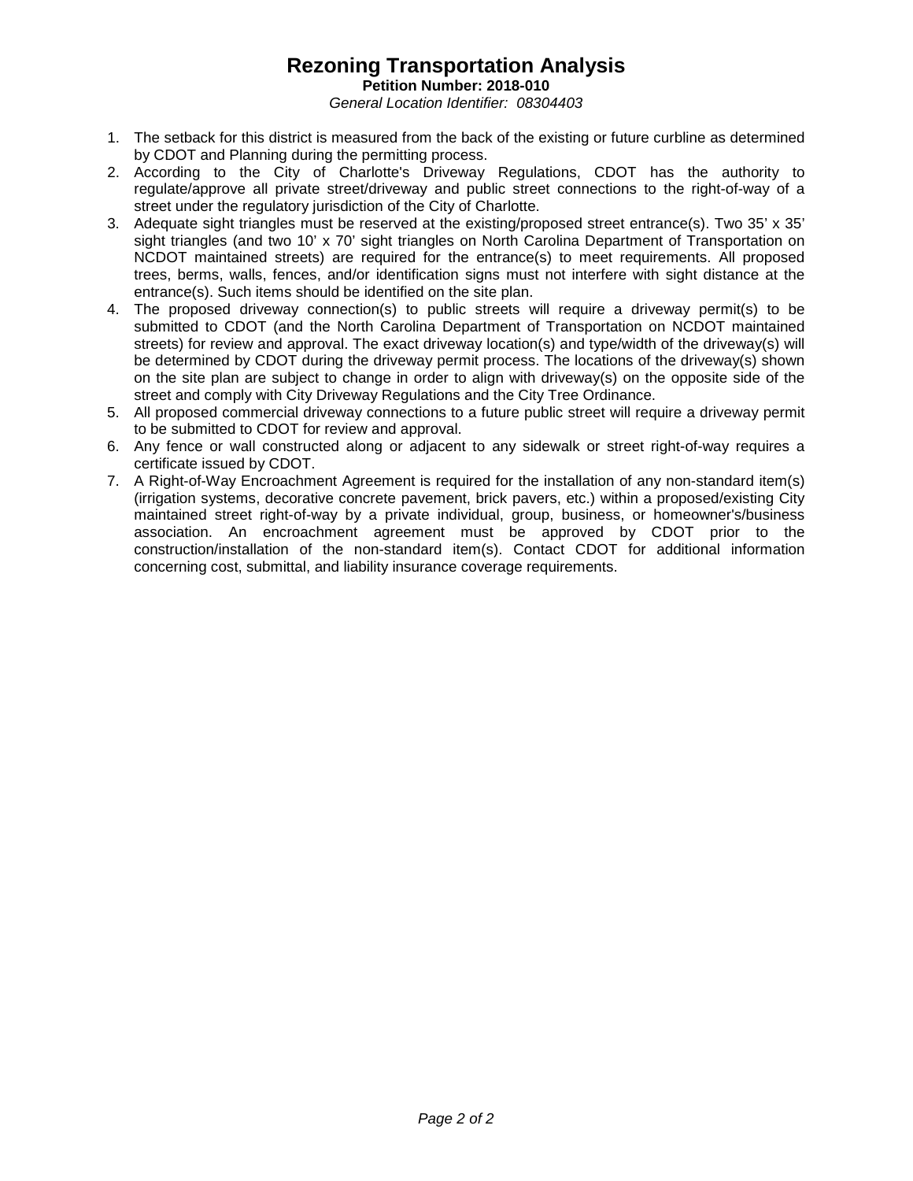# Rezoning Transportation Analysis

**Petition Number: 2018-010**

*General Location Identifier: 08304403*

1. The setback for this district is measured from the back of the existing or future curbline as determined by CDOT and Planning during the permitting process.
2. According to the City of Charlotte's Driveway Regulations, CDOT has the authority to regulate/approve all private street/driveway and public street connections to the right-of-way of a street under the regulatory jurisdiction of the City of Charlotte.
3. Adequate sight triangles must be reserved at the existing/proposed street entrance(s). Two 35' x 35' sight triangles (and two 10' x 70' sight triangles on North Carolina Department of Transportation on NCDOT maintained streets) are required for the entrance(s) to meet requirements. All proposed trees, berms, walls, fences, and/or identification signs must not interfere with sight distance at the entrance(s). Such items should be identified on the site plan.
4. The proposed driveway connection(s) to public streets will require a driveway permit(s) to be submitted to CDOT (and the North Carolina Department of Transportation on NCDOT maintained streets) for review and approval. The exact driveway location(s) and type/width of the driveway(s) will be determined by CDOT during the driveway permit process. The locations of the driveway(s) shown on the site plan are subject to change in order to align with driveway(s) on the opposite side of the street and comply with City Driveway Regulations and the City Tree Ordinance.
5. All proposed commercial driveway connections to a future public street will require a driveway permit to be submitted to CDOT for review and approval.
6. Any fence or wall constructed along or adjacent to any sidewalk or street right-of-way requires a certificate issued by CDOT.
7. A Right-of-Way Encroachment Agreement is required for the installation of any non-standard item(s) (irrigation systems, decorative concrete pavement, brick pavers, etc.) within a proposed/existing City maintained street right-of-way by a private individual, group, business, or homeowner's/business association. An encroachment agreement must be approved by CDOT prior to the construction/installation of the non-standard item(s). Contact CDOT for additional information concerning cost, submittal, and liability insurance coverage requirements.